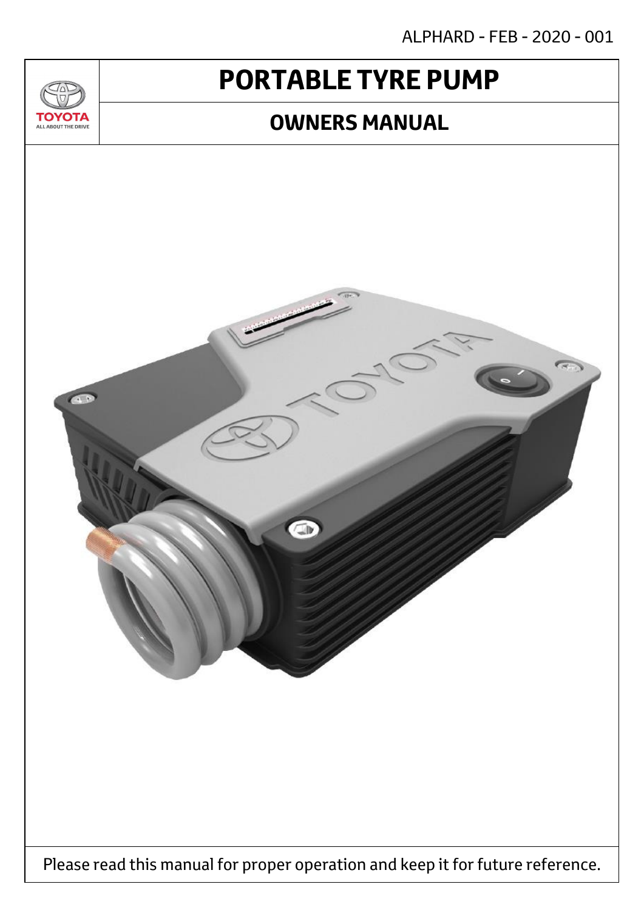ALPHARD - FEB - 2020 - 001

# PORTABLE TYRE PUMP

## OWNERS MANUAL

Please read this manual for proper operation and keep it for future reference.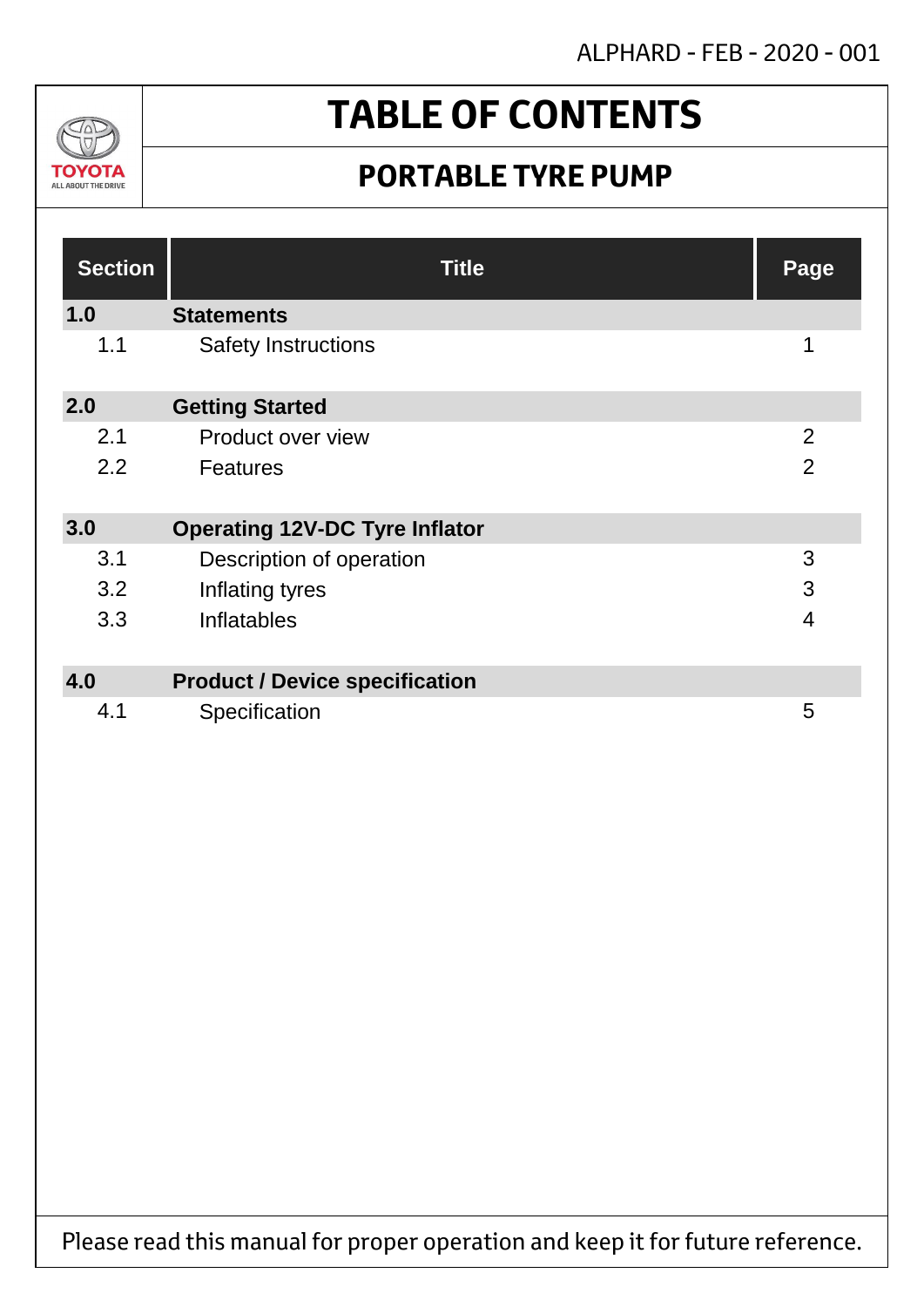# TABLE OF CONTENTS

## PORTABLE TYRE PUMP

| Section | Title | Page |
|---|---|---|
| **1.0** | **Statements** | |
| 1.1 | Safety Instructions | 1 |
| **2.0** | **Getting Started** | |
| 2.1 | Product over view | 2 |
| 2.2 | Features | 2 |
| **3.0** | **Operating 12V-DC Tyre Inflator** | |
| 3.1 | Description of operation | 3 |
| 3.2 | Inflating tyres | 3 |
| 3.3 | Inflatables | 4 |
| **4.0** | **Product / Device specification** | |
| 4.1 | Specification | 5 |

Please read this manual for proper operation and keep it for future reference.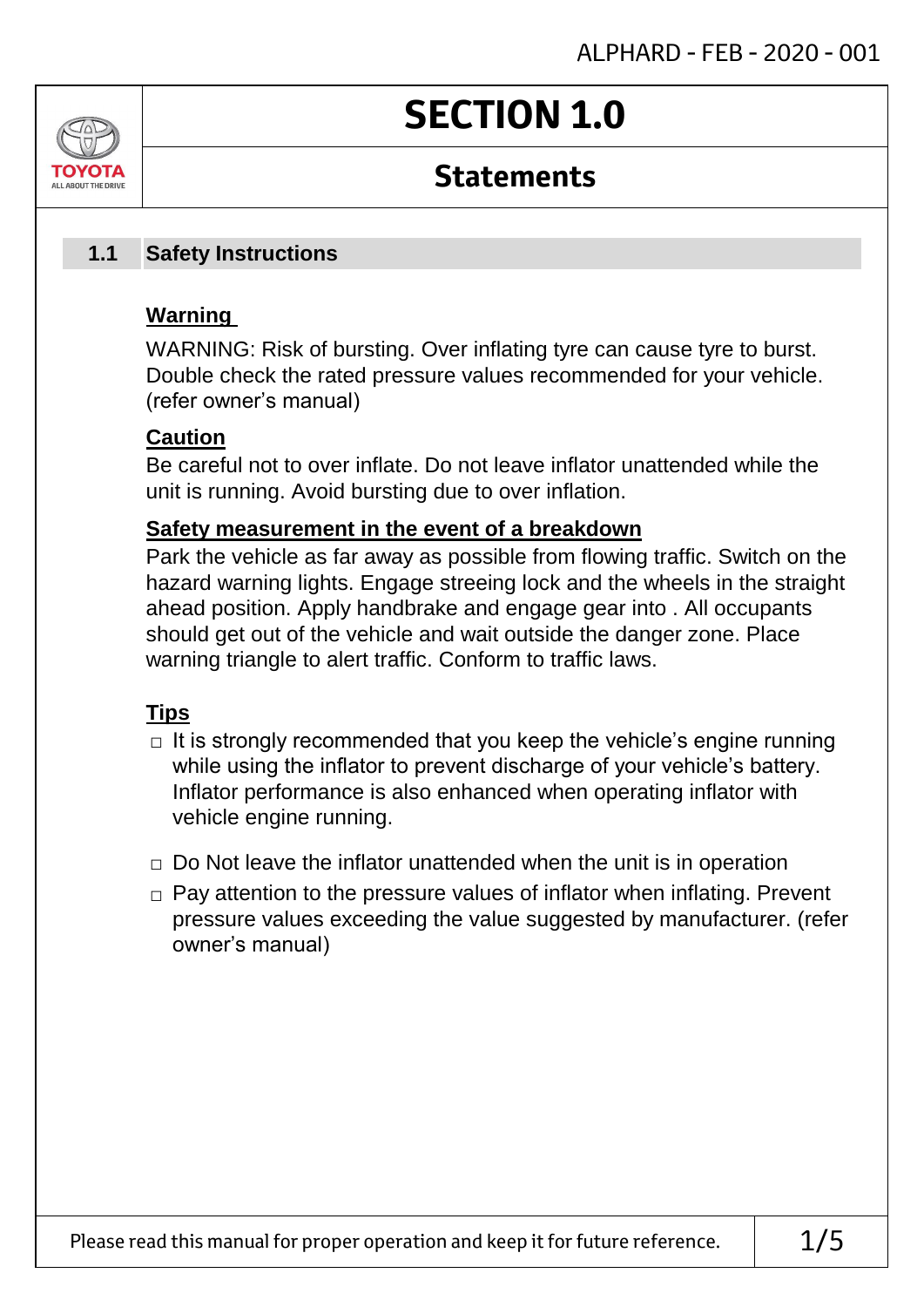# SECTION 1.0

## Statements

### 1.1 Safety Instructions

**Warning**

WARNING: Risk of bursting. Over inflating tyre can cause tyre to burst. Double check the rated pressure values recommended for your vehicle. (refer owner's manual)

**Caution**

Be careful not to over inflate. Do not leave inflator unattended while the unit is running. Avoid bursting due to over inflation.

**Safety measurement in the event of a breakdown**

Park the vehicle as far away as possible from flowing traffic. Switch on the hazard warning lights. Engage streeing lock and the wheels in the straight ahead position. Apply handbrake and engage gear into . All occupants should get out of the vehicle and wait outside the danger zone. Place warning triangle to alert traffic. Conform to traffic laws.

**Tips**

- It is strongly recommended that you keep the vehicle's engine running while using the inflator to prevent discharge of your vehicle's battery. Inflator performance is also enhanced when operating inflator with vehicle engine running.
- Do Not leave the inflator unattended when the unit is in operation
- Pay attention to the pressure values of inflator when inflating. Prevent pressure values exceeding the value suggested by manufacturer. (refer owner's manual)

Please read this manual for proper operation and keep it for future reference.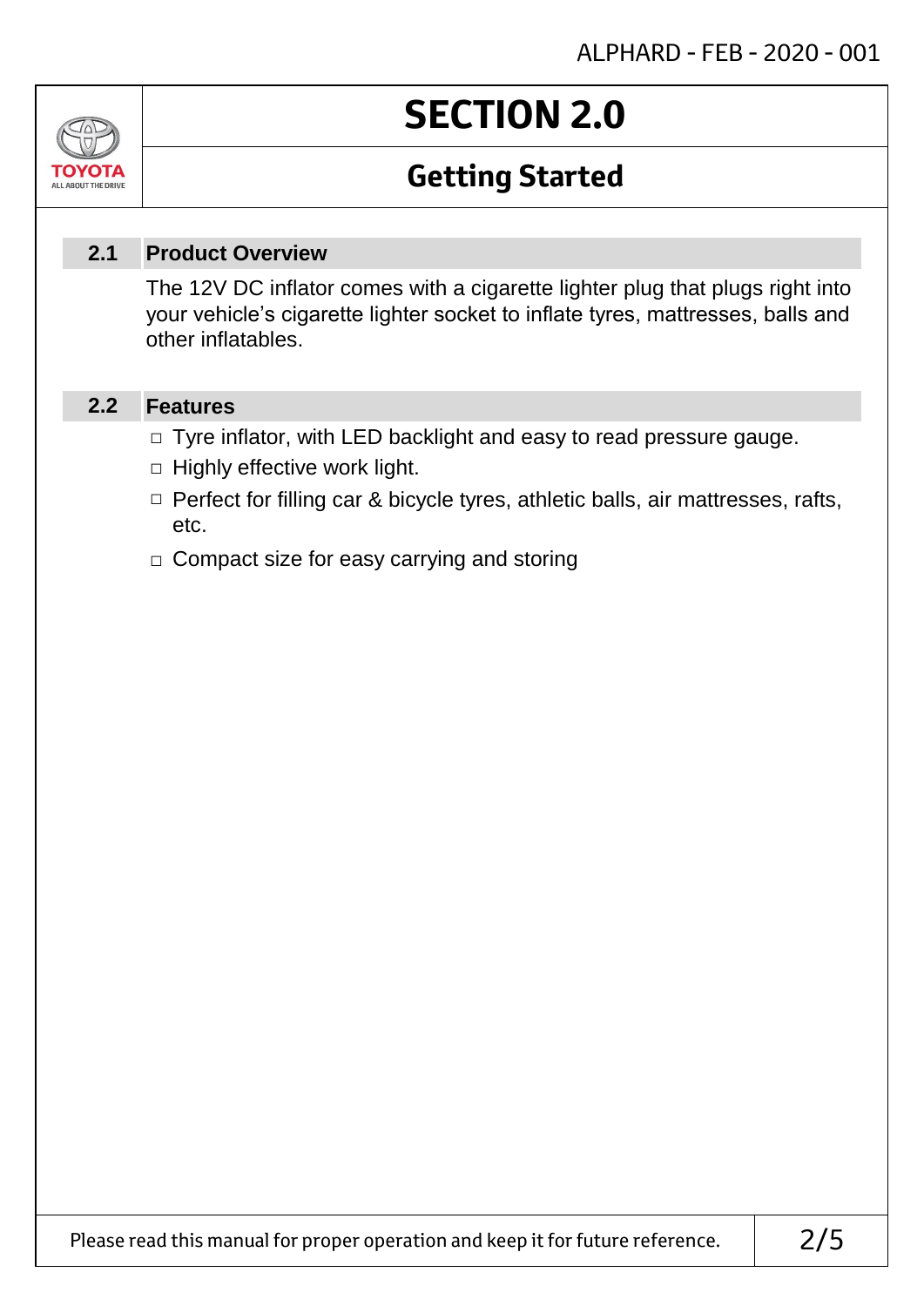# SECTION 2.0

## Getting Started

### 2.1 Product Overview

The 12V DC inflator comes with a cigarette lighter plug that plugs right into your vehicle's cigarette lighter socket to inflate tyres, mattresses, balls and other inflatables.

### 2.2 Features

- Tyre inflator, with LED backlight and easy to read pressure gauge.
- Highly effective work light.
- Perfect for filling car & bicycle tyres, athletic balls, air mattresses, rafts, etc.
- Compact size for easy carrying and storing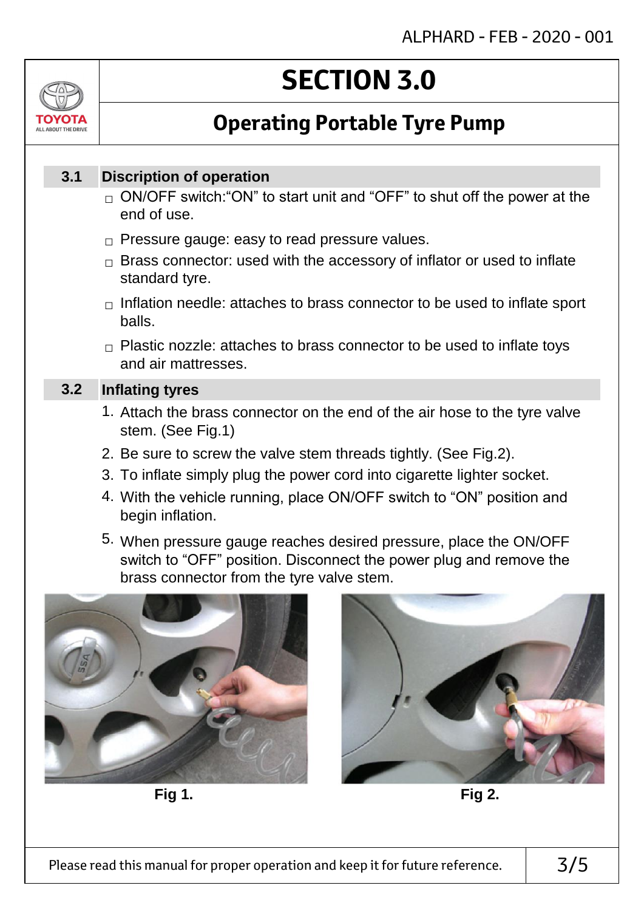# SECTION 3.0

## Operating Portable Tyre Pump

### 3.1 Discription of operation

- ON/OFF switch:"ON" to start unit and "OFF" to shut off the power at the end of use.
- Pressure gauge: easy to read pressure values.
- Brass connector: used with the accessory of inflator or used to inflate standard tyre.
- Inflation needle: attaches to brass connector to be used to inflate sport balls.
- Plastic nozzle: attaches to brass connector to be used to inflate toys and air mattresses.

### 3.2 Inflating tyres

1. Attach the brass connector on the end of the air hose to the tyre valve stem. (See Fig.1)
2. Be sure to screw the valve stem threads tightly. (See Fig.2).
3. To inflate simply plug the power cord into cigarette lighter socket.
4. With the vehicle running, place ON/OFF switch to "ON" position and begin inflation.
5. When pressure gauge reaches desired pressure, place the ON/OFF switch to "OFF" position. Disconnect the power plug and remove the brass connector from the tyre valve stem.

**Fig 1.**

**Fig 2.**

Please read this manual for proper operation and keep it for future reference.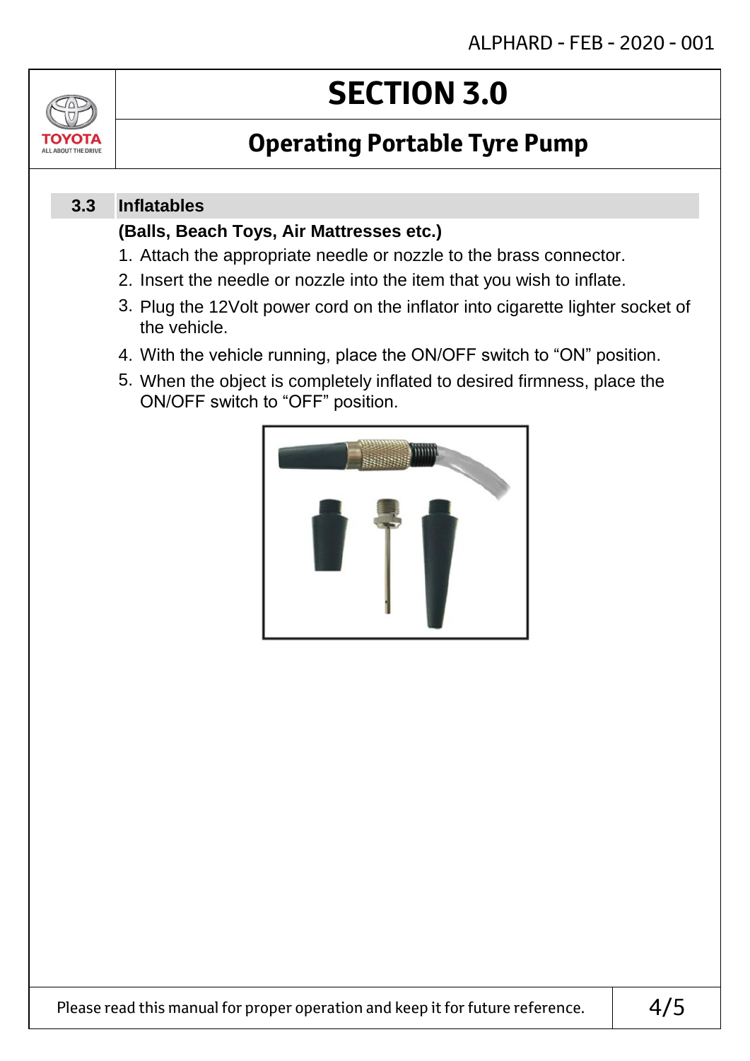# SECTION 3.0

## Operating Portable Tyre Pump

### 3.3 Inflatables

**(Balls, Beach Toys, Air Mattresses etc.)**

1. Attach the appropriate needle or nozzle to the brass connector.
2. Insert the needle or nozzle into the item that you wish to inflate.
3. Plug the 12Volt power cord on the inflator into cigarette lighter socket of the vehicle.
4. With the vehicle running, place the ON/OFF switch to “ON” position.
5. When the object is completely inflated to desired firmness, place the ON/OFF switch to “OFF” position.

Please read this manual for proper operation and keep it for future reference.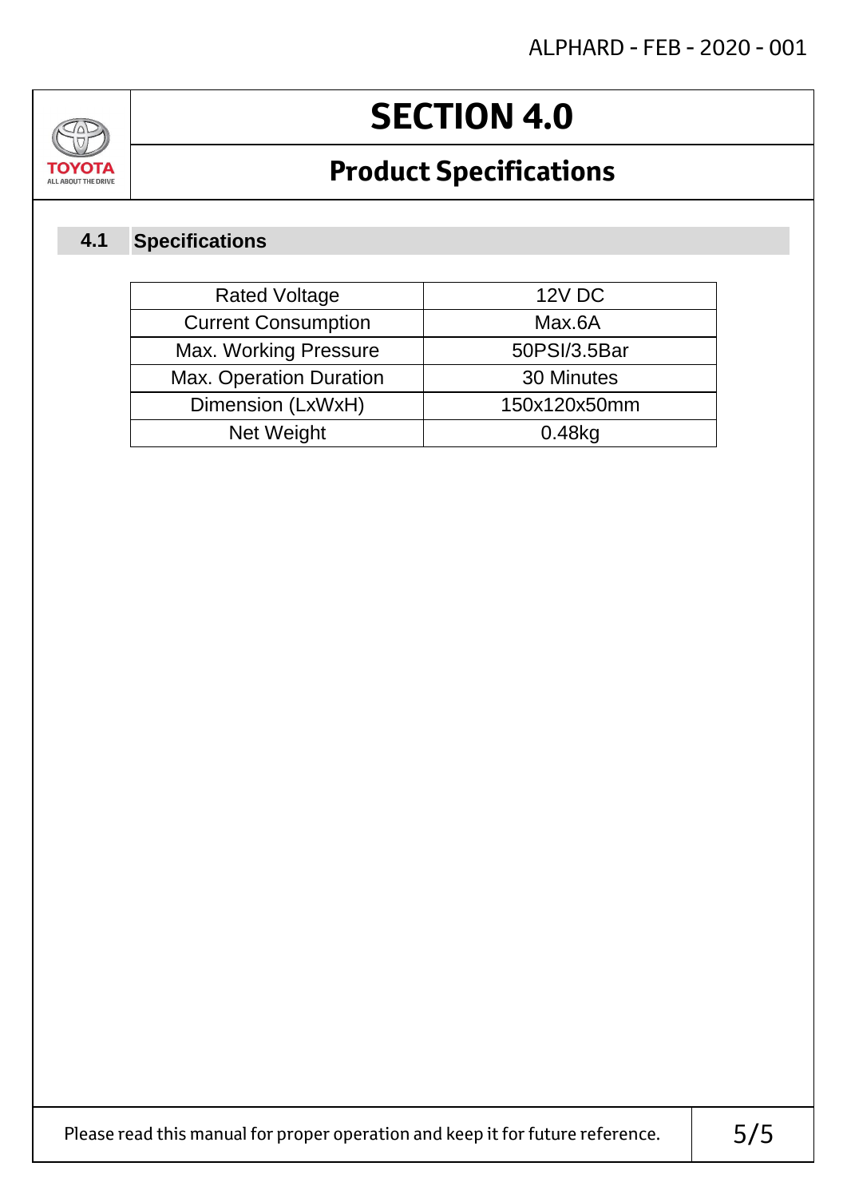# SECTION 4.0

## Product Specifications

### 4.1 Specifications

| | |
|---|---|
| Rated Voltage | 12V DC |
| Current Consumption | Max.6A |
| Max. Working Pressure | 50PSI/3.5Bar |
| Max. Operation Duration | 30 Minutes |
| Dimension (LxWxH) | 150x120x50mm |
| Net Weight | 0.48kg |